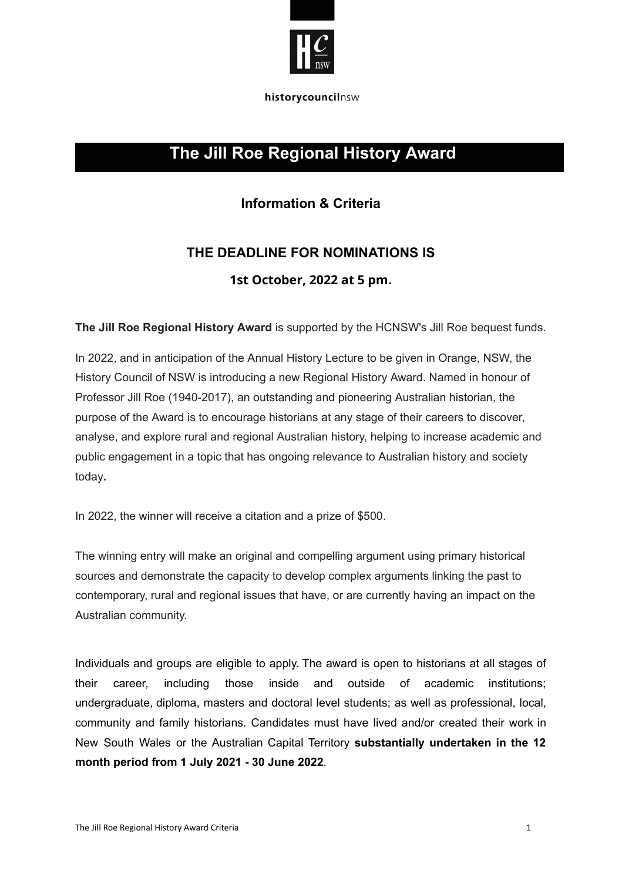historycouncilnsw

# The Jill Roe Regional History Award

## Information & Criteria

### THE DEADLINE FOR NOMINATIONS IS

### 1st October, 2022 at 5 pm.

**The Jill Roe Regional History Award** is supported by the HCNSW's Jill Roe bequest funds.

In 2022, and in anticipation of the Annual History Lecture to be given in Orange, NSW, the History Council of NSW is introducing a new Regional History Award. Named in honour of Professor Jill Roe (1940-2017), an outstanding and pioneering Australian historian, the purpose of the Award is to encourage historians at any stage of their careers to discover, analyse, and explore rural and regional Australian history, helping to increase academic and public engagement in a topic that has ongoing relevance to Australian history and society today**.**

In 2022, the winner will receive a citation and a prize of $500.

The winning entry will make an original and compelling argument using primary historical sources and demonstrate the capacity to develop complex arguments linking the past to contemporary, rural and regional issues that have, or are currently having an impact on the Australian community.

Individuals and groups are eligible to apply. The award is open to historians at all stages of their career, including those inside and outside of academic institutions; undergraduate, diploma, masters and doctoral level students; as well as professional, local, community and family historians. Candidates must have lived and/or created their work in New South Wales or the Australian Capital Territory **substantially undertaken in the 12 month period from 1 July 2021 - 30 June 2022**.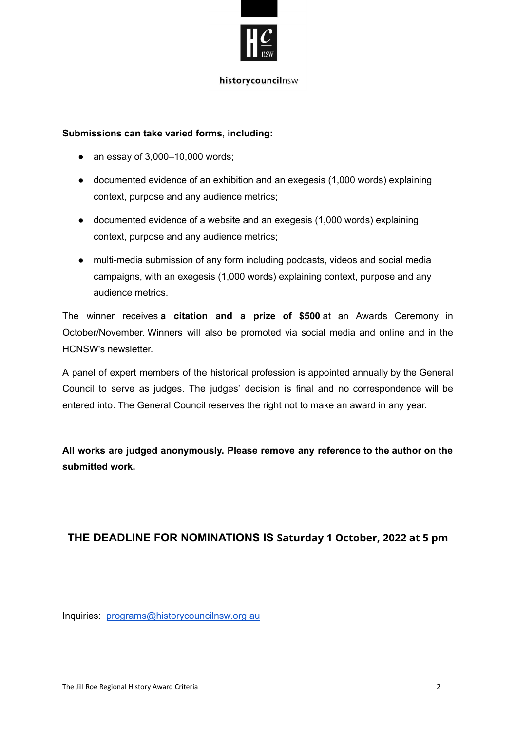**Submissions can take varied forms, including:**

- an essay of 3,000–10,000 words;
- documented evidence of an exhibition and an exegesis (1,000 words) explaining context, purpose and any audience metrics;
- documented evidence of a website and an exegesis (1,000 words) explaining context, purpose and any audience metrics;
- multi-media submission of any form including podcasts, videos and social media campaigns, with an exegesis (1,000 words) explaining context, purpose and any audience metrics.

The winner receives **a citation and a prize of $500** at an Awards Ceremony in October/November. Winners will also be promoted via social media and online and in the HCNSW's newsletter.

A panel of expert members of the historical profession is appointed annually by the General Council to serve as judges. The judges' decision is final and no correspondence will be entered into. The General Council reserves the right not to make an award in any year.

**All works are judged anonymously. Please remove any reference to the author on the submitted work.**

## THE DEADLINE FOR NOMINATIONS IS Saturday 1 October, 2022 at 5 pm

Inquiries: programs@historycouncilnsw.org.au